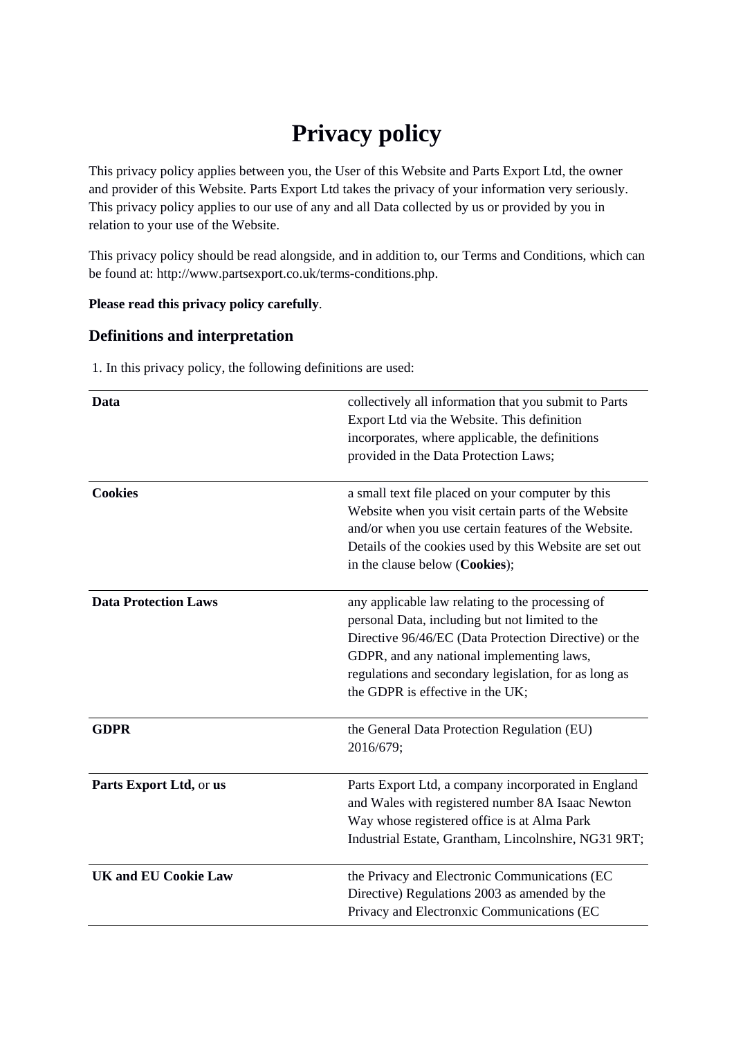# Privacy policy

This privacy policy applies between you, the User of this Website and Parts Export Ltd, the owner and provider of this Website. Parts Export Ltd takes the privacy of your information very seriously. This privacy policy applies to our use of any and all Data collected by us or provided by you in relation to your use of the Website.

This privacy policy should be read alongside, and in addition to, our Terms and Conditions, which can be found at: http://www.partsexport.co.uk/terms-conditions.php.

**Please read this privacy policy carefully**.

## Definitions and interpretation

1. In this privacy policy, the following definitions are used:

| | |
|---|---|
| **Data** | collectively all information that you submit to Parts Export Ltd via the Website. This definition incorporates, where applicable, the definitions provided in the Data Protection Laws; |
| **Cookies** | a small text file placed on your computer by this Website when you visit certain parts of the Website and/or when you use certain features of the Website. Details of the cookies used by this Website are set out in the clause below (**Cookies**); |
| **Data Protection Laws** | any applicable law relating to the processing of personal Data, including but not limited to the Directive 96/46/EC (Data Protection Directive) or the GDPR, and any national implementing laws, regulations and secondary legislation, for as long as the GDPR is effective in the UK; |
| **GDPR** | the General Data Protection Regulation (EU) 2016/679; |
| **Parts Export Ltd,** or **us** | Parts Export Ltd, a company incorporated in England and Wales with registered number 8A Isaac Newton Way whose registered office is at Alma Park Industrial Estate, Grantham, Lincolnshire, NG31 9RT; |
| **UK and EU Cookie Law** | the Privacy and Electronic Communications (EC Directive) Regulations 2003 as amended by the Privacy and Electronxic Communications (EC |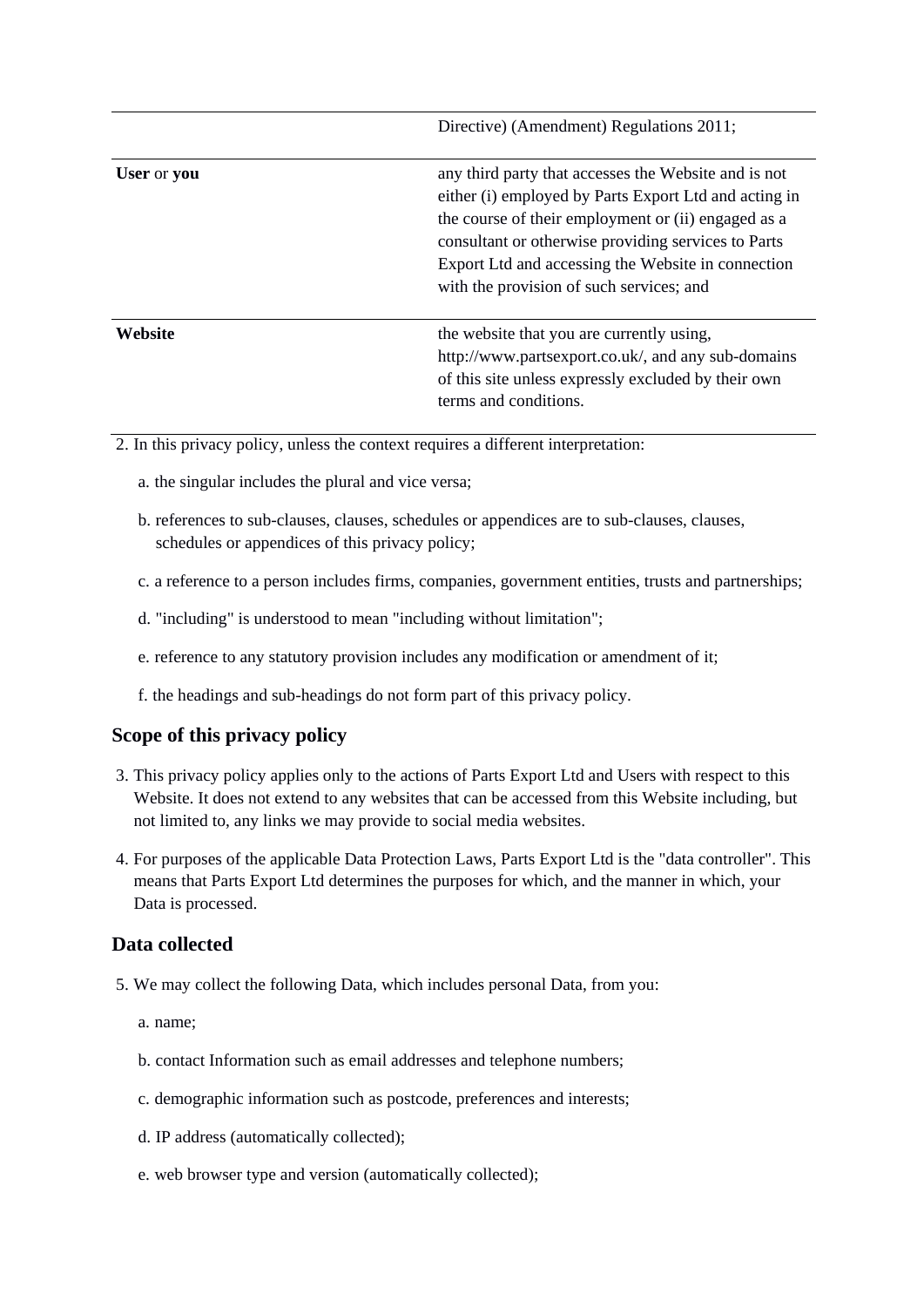| | |
|---|---|
| | Directive) (Amendment) Regulations 2011; |
| **User** or **you** | any third party that accesses the Website and is not either (i) employed by Parts Export Ltd and acting in the course of their employment or (ii) engaged as a consultant or otherwise providing services to Parts Export Ltd and accessing the Website in connection with the provision of such services; and |
| **Website** | the website that you are currently using, http://www.partsexport.co.uk/, and any sub-domains of this site unless expressly excluded by their own terms and conditions. |

2. In this privacy policy, unless the context requires a different interpretation:

   a. the singular includes the plural and vice versa;

   b. references to sub-clauses, clauses, schedules or appendices are to sub-clauses, clauses, schedules or appendices of this privacy policy;

   c. a reference to a person includes firms, companies, government entities, trusts and partnerships;

   d. "including" is understood to mean "including without limitation";

   e. reference to any statutory provision includes any modification or amendment of it;

   f. the headings and sub-headings do not form part of this privacy policy.

## Scope of this privacy policy

3. This privacy policy applies only to the actions of Parts Export Ltd and Users with respect to this Website. It does not extend to any websites that can be accessed from this Website including, but not limited to, any links we may provide to social media websites.

4. For purposes of the applicable Data Protection Laws, Parts Export Ltd is the "data controller". This means that Parts Export Ltd determines the purposes for which, and the manner in which, your Data is processed.

## Data collected

5. We may collect the following Data, which includes personal Data, from you:

   a. name;

   b. contact Information such as email addresses and telephone numbers;

   c. demographic information such as postcode, preferences and interests;

   d. IP address (automatically collected);

   e. web browser type and version (automatically collected);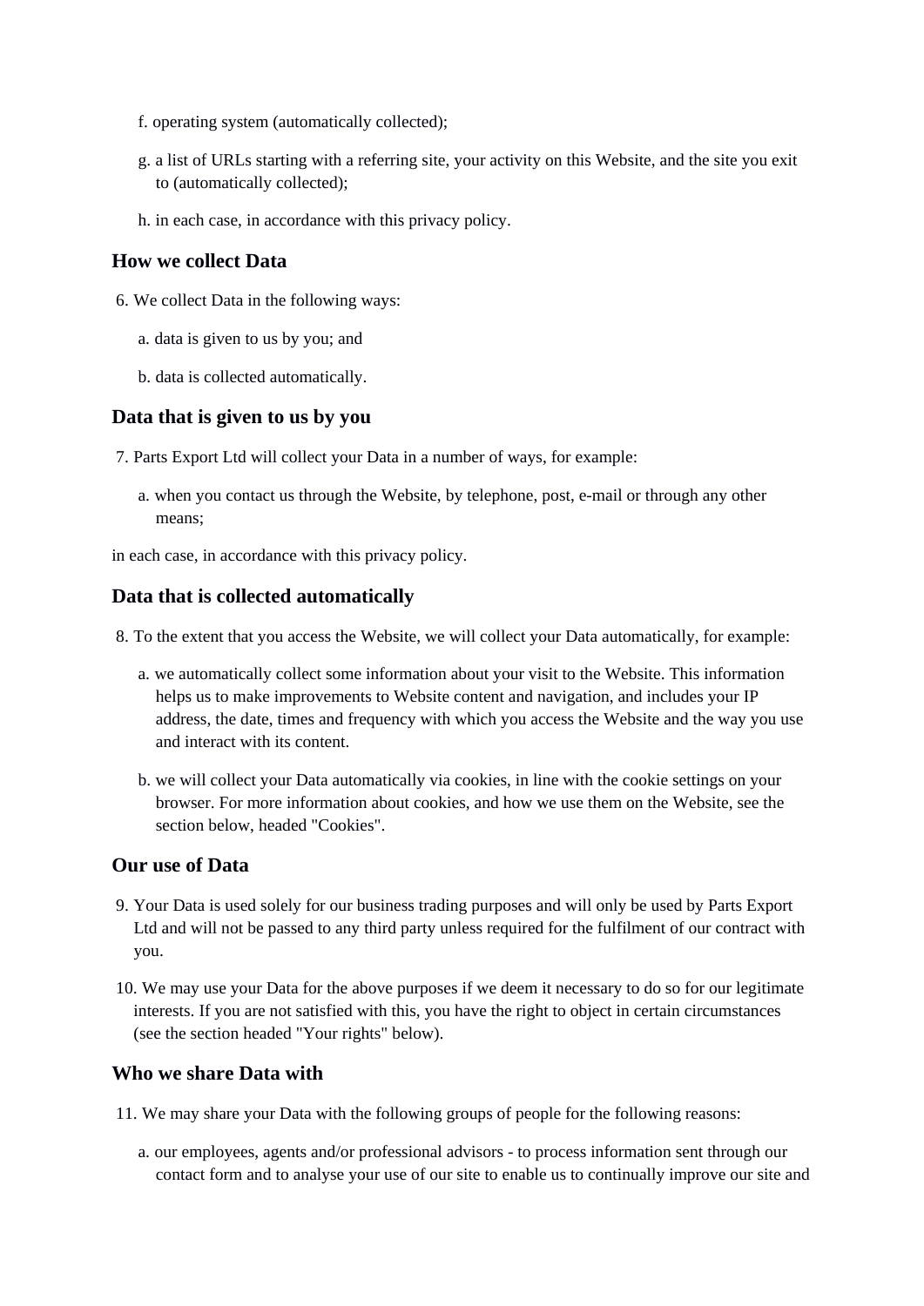f. operating system (automatically collected);

g. a list of URLs starting with a referring site, your activity on this Website, and the site you exit to (automatically collected);

h. in each case, in accordance with this privacy policy.

### How we collect Data

6. We collect Data in the following ways:

   a. data is given to us by you; and

   b. data is collected automatically.

### Data that is given to us by you

7. Parts Export Ltd will collect your Data in a number of ways, for example:

   a. when you contact us through the Website, by telephone, post, e-mail or through any other means;

in each case, in accordance with this privacy policy.

### Data that is collected automatically

8. To the extent that you access the Website, we will collect your Data automatically, for example:

   a. we automatically collect some information about your visit to the Website. This information helps us to make improvements to Website content and navigation, and includes your IP address, the date, times and frequency with which you access the Website and the way you use and interact with its content.

   b. we will collect your Data automatically via cookies, in line with the cookie settings on your browser. For more information about cookies, and how we use them on the Website, see the section below, headed "Cookies".

### Our use of Data

9. Your Data is used solely for our business trading purposes and will only be used by Parts Export Ltd and will not be passed to any third party unless required for the fulfilment of our contract with you.

10. We may use your Data for the above purposes if we deem it necessary to do so for our legitimate interests. If you are not satisfied with this, you have the right to object in certain circumstances (see the section headed "Your rights" below).

### Who we share Data with

11. We may share your Data with the following groups of people for the following reasons:

    a. our employees, agents and/or professional advisors - to process information sent through our contact form and to analyse your use of our site to enable us to continually improve our site and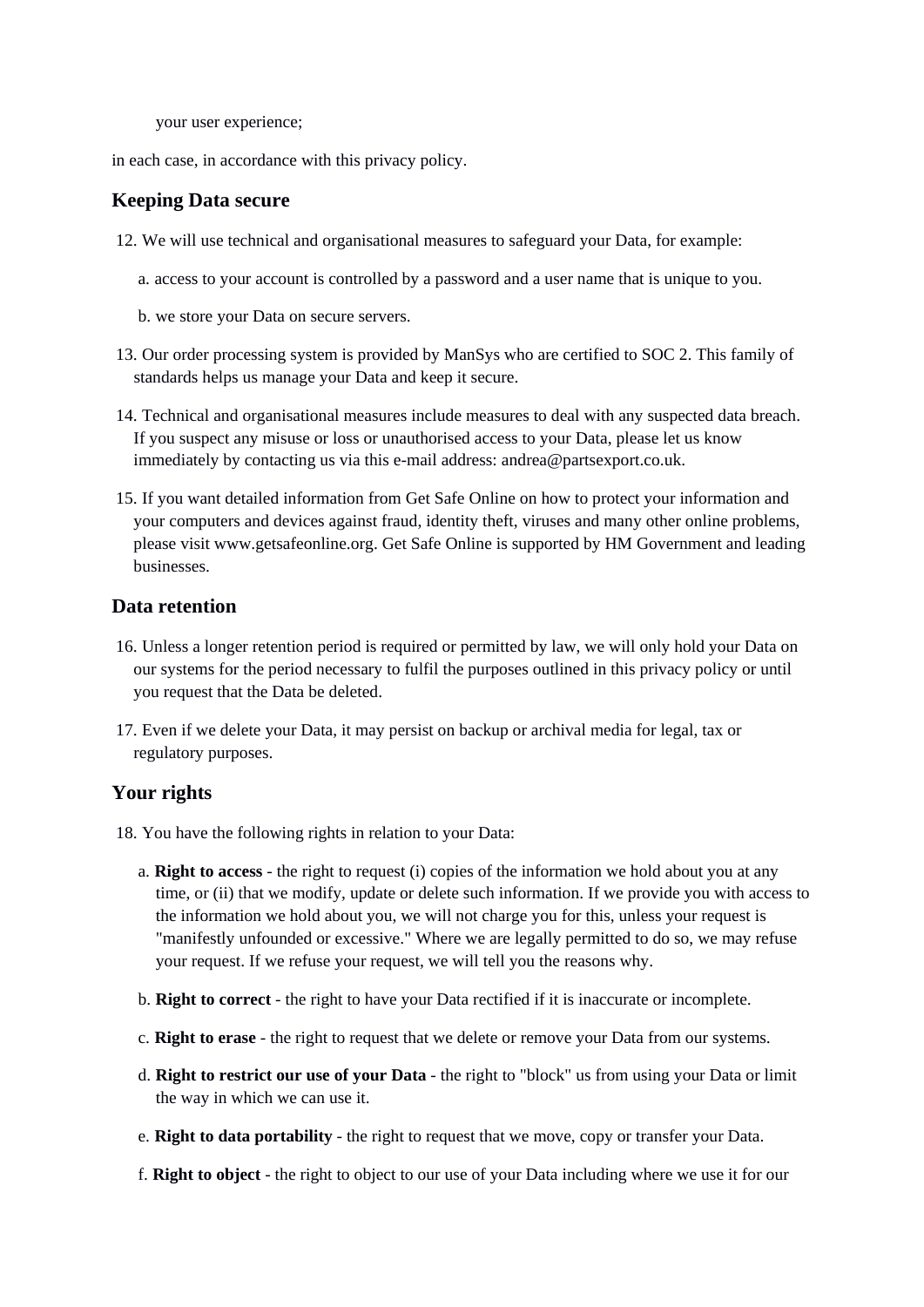your user experience;

in each case, in accordance with this privacy policy.

### Keeping Data secure

12. We will use technical and organisational measures to safeguard your Data, for example:

    a. access to your account is controlled by a password and a user name that is unique to you.

    b. we store your Data on secure servers.

13. Our order processing system is provided by ManSys who are certified to SOC 2. This family of standards helps us manage your Data and keep it secure.

14. Technical and organisational measures include measures to deal with any suspected data breach. If you suspect any misuse or loss or unauthorised access to your Data, please let us know immediately by contacting us via this e-mail address: andrea@partsexport.co.uk.

15. If you want detailed information from Get Safe Online on how to protect your information and your computers and devices against fraud, identity theft, viruses and many other online problems, please visit www.getsafeonline.org. Get Safe Online is supported by HM Government and leading businesses.

### Data retention

16. Unless a longer retention period is required or permitted by law, we will only hold your Data on our systems for the period necessary to fulfil the purposes outlined in this privacy policy or until you request that the Data be deleted.

17. Even if we delete your Data, it may persist on backup or archival media for legal, tax or regulatory purposes.

### Your rights

18. You have the following rights in relation to your Data:

    a. **Right to access** - the right to request (i) copies of the information we hold about you at any time, or (ii) that we modify, update or delete such information. If we provide you with access to the information we hold about you, we will not charge you for this, unless your request is "manifestly unfounded or excessive." Where we are legally permitted to do so, we may refuse your request. If we refuse your request, we will tell you the reasons why.

    b. **Right to correct** - the right to have your Data rectified if it is inaccurate or incomplete.

    c. **Right to erase** - the right to request that we delete or remove your Data from our systems.

    d. **Right to restrict our use of your Data** - the right to "block" us from using your Data or limit the way in which we can use it.

    e. **Right to data portability** - the right to request that we move, copy or transfer your Data.

    f. **Right to object** - the right to object to our use of your Data including where we use it for our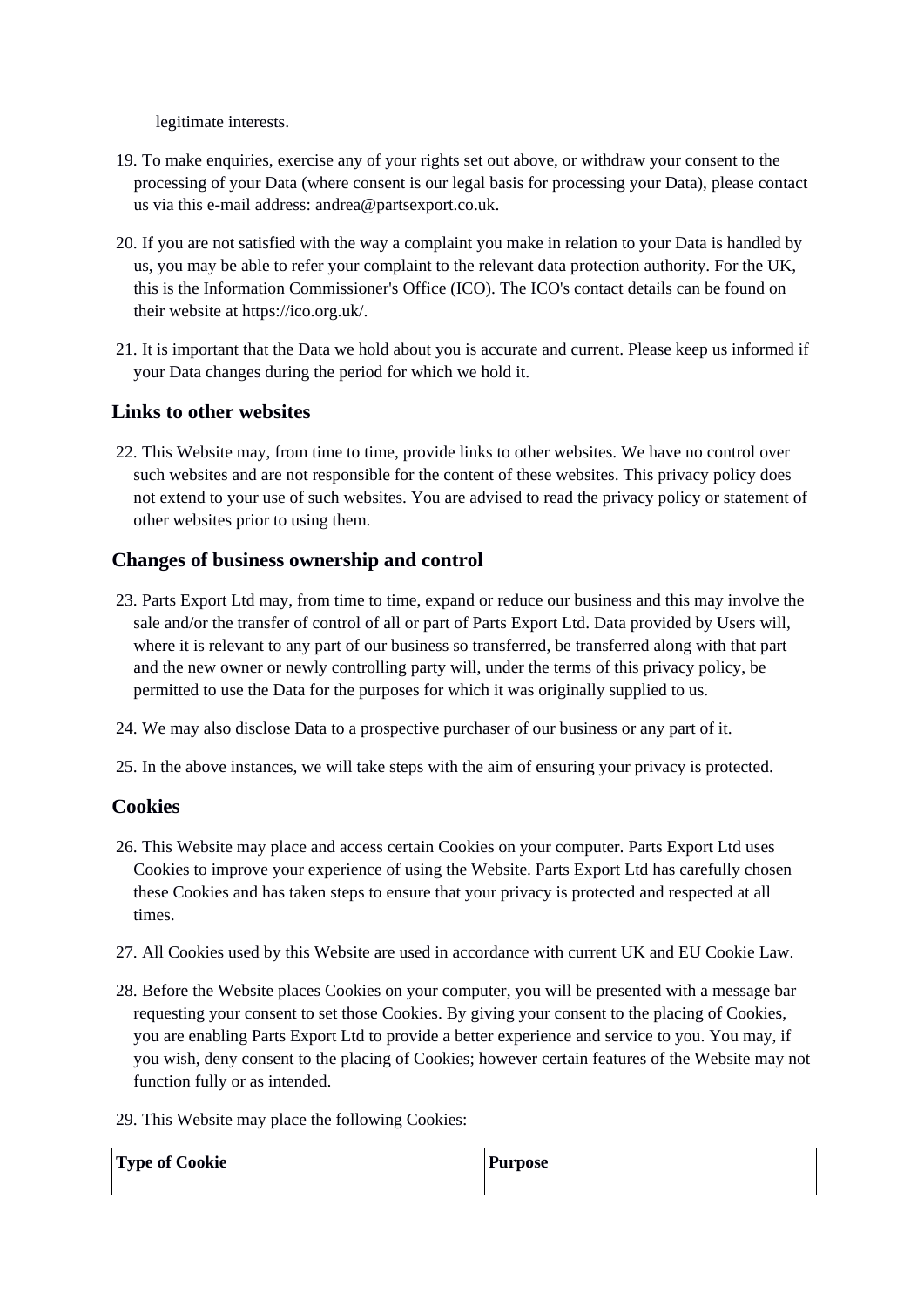legitimate interests.

19. To make enquiries, exercise any of your rights set out above, or withdraw your consent to the processing of your Data (where consent is our legal basis for processing your Data), please contact us via this e-mail address: andrea@partsexport.co.uk.

20. If you are not satisfied with the way a complaint you make in relation to your Data is handled by us, you may be able to refer your complaint to the relevant data protection authority. For the UK, this is the Information Commissioner's Office (ICO). The ICO's contact details can be found on their website at https://ico.org.uk/.

21. It is important that the Data we hold about you is accurate and current. Please keep us informed if your Data changes during the period for which we hold it.

## Links to other websites

22. This Website may, from time to time, provide links to other websites. We have no control over such websites and are not responsible for the content of these websites. This privacy policy does not extend to your use of such websites. You are advised to read the privacy policy or statement of other websites prior to using them.

## Changes of business ownership and control

23. Parts Export Ltd may, from time to time, expand or reduce our business and this may involve the sale and/or the transfer of control of all or part of Parts Export Ltd. Data provided by Users will, where it is relevant to any part of our business so transferred, be transferred along with that part and the new owner or newly controlling party will, under the terms of this privacy policy, be permitted to use the Data for the purposes for which it was originally supplied to us.

24. We may also disclose Data to a prospective purchaser of our business or any part of it.

25. In the above instances, we will take steps with the aim of ensuring your privacy is protected.

## Cookies

26. This Website may place and access certain Cookies on your computer. Parts Export Ltd uses Cookies to improve your experience of using the Website. Parts Export Ltd has carefully chosen these Cookies and has taken steps to ensure that your privacy is protected and respected at all times.

27. All Cookies used by this Website are used in accordance with current UK and EU Cookie Law.

28. Before the Website places Cookies on your computer, you will be presented with a message bar requesting your consent to set those Cookies. By giving your consent to the placing of Cookies, you are enabling Parts Export Ltd to provide a better experience and service to you. You may, if you wish, deny consent to the placing of Cookies; however certain features of the Website may not function fully or as intended.

29. This Website may place the following Cookies:

| Type of Cookie | Purpose |
|---|---|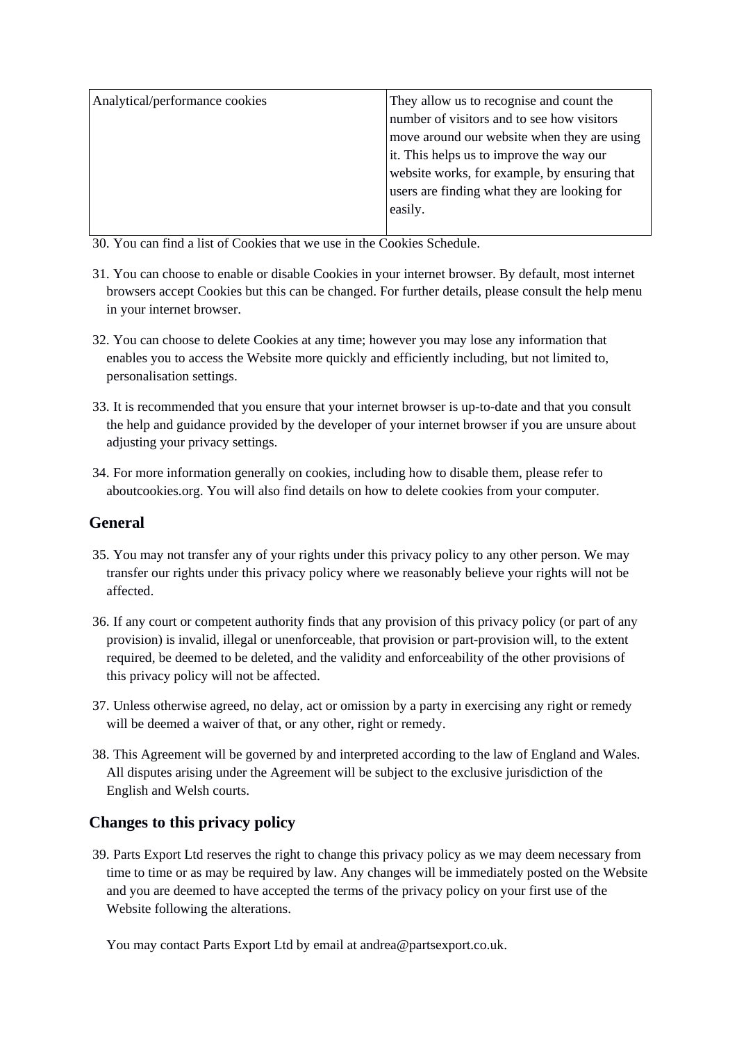| | |
|---|---|
| Analytical/performance cookies | They allow us to recognise and count the number of visitors and to see how visitors move around our website when they are using it. This helps us to improve the way our website works, for example, by ensuring that users are finding what they are looking for easily. |

30. You can find a list of Cookies that we use in the Cookies Schedule.

31. You can choose to enable or disable Cookies in your internet browser. By default, most internet browsers accept Cookies but this can be changed. For further details, please consult the help menu in your internet browser.

32. You can choose to delete Cookies at any time; however you may lose any information that enables you to access the Website more quickly and efficiently including, but not limited to, personalisation settings.

33. It is recommended that you ensure that your internet browser is up-to-date and that you consult the help and guidance provided by the developer of your internet browser if you are unsure about adjusting your privacy settings.

34. For more information generally on cookies, including how to disable them, please refer to aboutcookies.org. You will also find details on how to delete cookies from your computer.

## General

35. You may not transfer any of your rights under this privacy policy to any other person. We may transfer our rights under this privacy policy where we reasonably believe your rights will not be affected.

36. If any court or competent authority finds that any provision of this privacy policy (or part of any provision) is invalid, illegal or unenforceable, that provision or part-provision will, to the extent required, be deemed to be deleted, and the validity and enforceability of the other provisions of this privacy policy will not be affected.

37. Unless otherwise agreed, no delay, act or omission by a party in exercising any right or remedy will be deemed a waiver of that, or any other, right or remedy.

38. This Agreement will be governed by and interpreted according to the law of England and Wales. All disputes arising under the Agreement will be subject to the exclusive jurisdiction of the English and Welsh courts.

## Changes to this privacy policy

39. Parts Export Ltd reserves the right to change this privacy policy as we may deem necessary from time to time or as may be required by law. Any changes will be immediately posted on the Website and you are deemed to have accepted the terms of the privacy policy on your first use of the Website following the alterations.

You may contact Parts Export Ltd by email at andrea@partsexport.co.uk.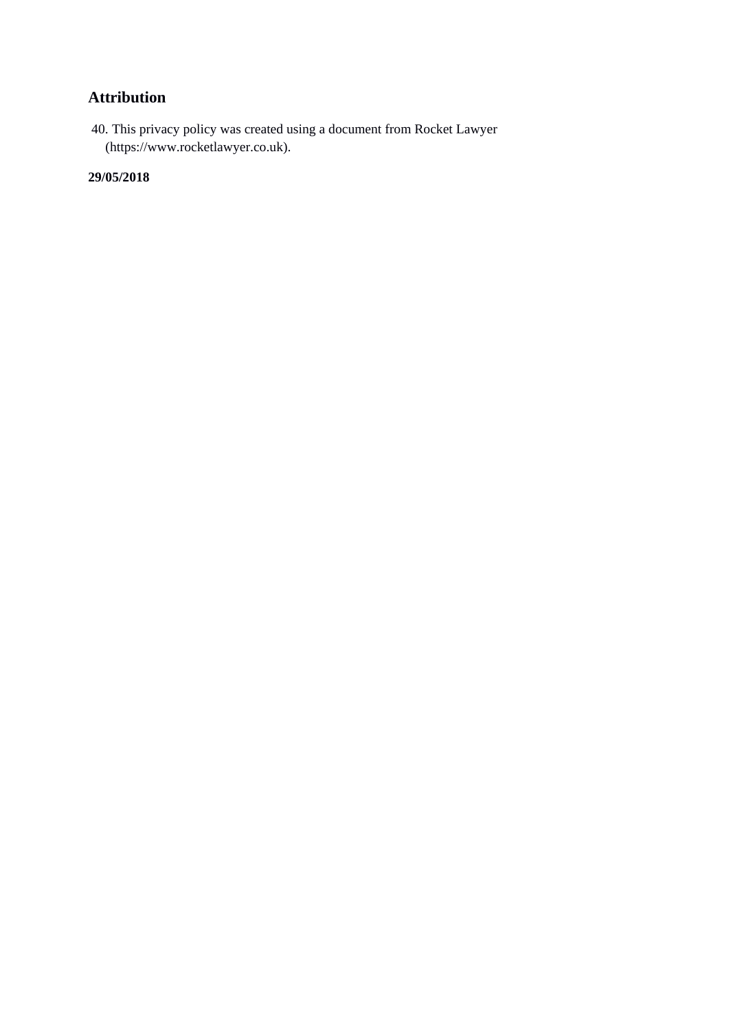## Attribution

40. This privacy policy was created using a document from Rocket Lawyer (https://www.rocketlawyer.co.uk).

**29/05/2018**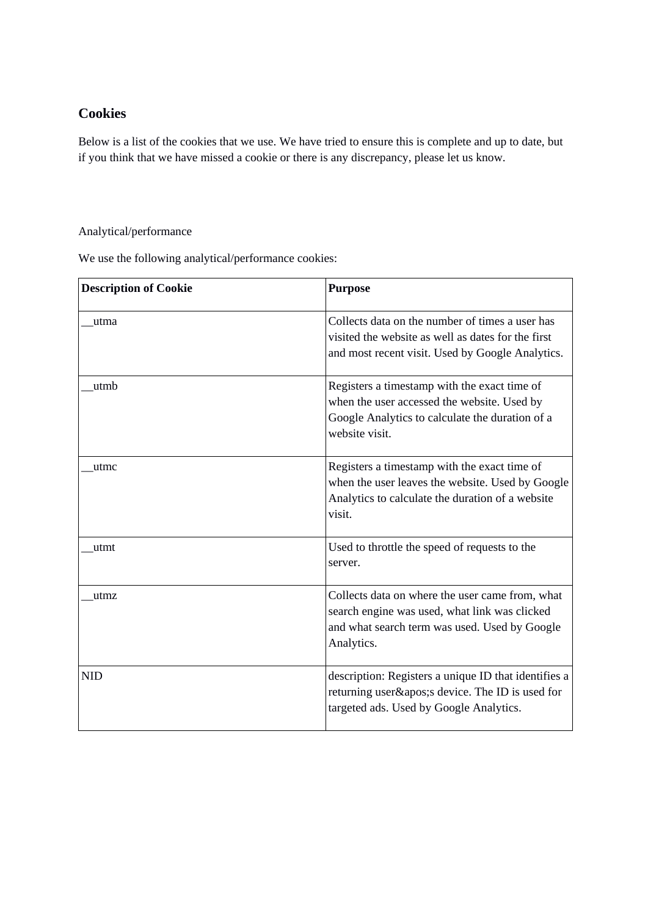### Cookies

Below is a list of the cookies that we use. We have tried to ensure this is complete and up to date, but if you think that we have missed a cookie or there is any discrepancy, please let us know.

Analytical/performance

We use the following analytical/performance cookies:

| **Description of Cookie** | **Purpose** |
|---|---|
| __utma | Collects data on the number of times a user has visited the website as well as dates for the first and most recent visit. Used by Google Analytics. |
| __utmb | Registers a timestamp with the exact time of when the user accessed the website. Used by Google Analytics to calculate the duration of a website visit. |
| __utmc | Registers a timestamp with the exact time of when the user leaves the website. Used by Google Analytics to calculate the duration of a website visit. |
| __utmt | Used to throttle the speed of requests to the server. |
| __utmz | Collects data on where the user came from, what search engine was used, what link was clicked and what search term was used. Used by Google Analytics. |
| NID | description: Registers a unique ID that identifies a returning user&apos;s device. The ID is used for targeted ads. Used by Google Analytics. |